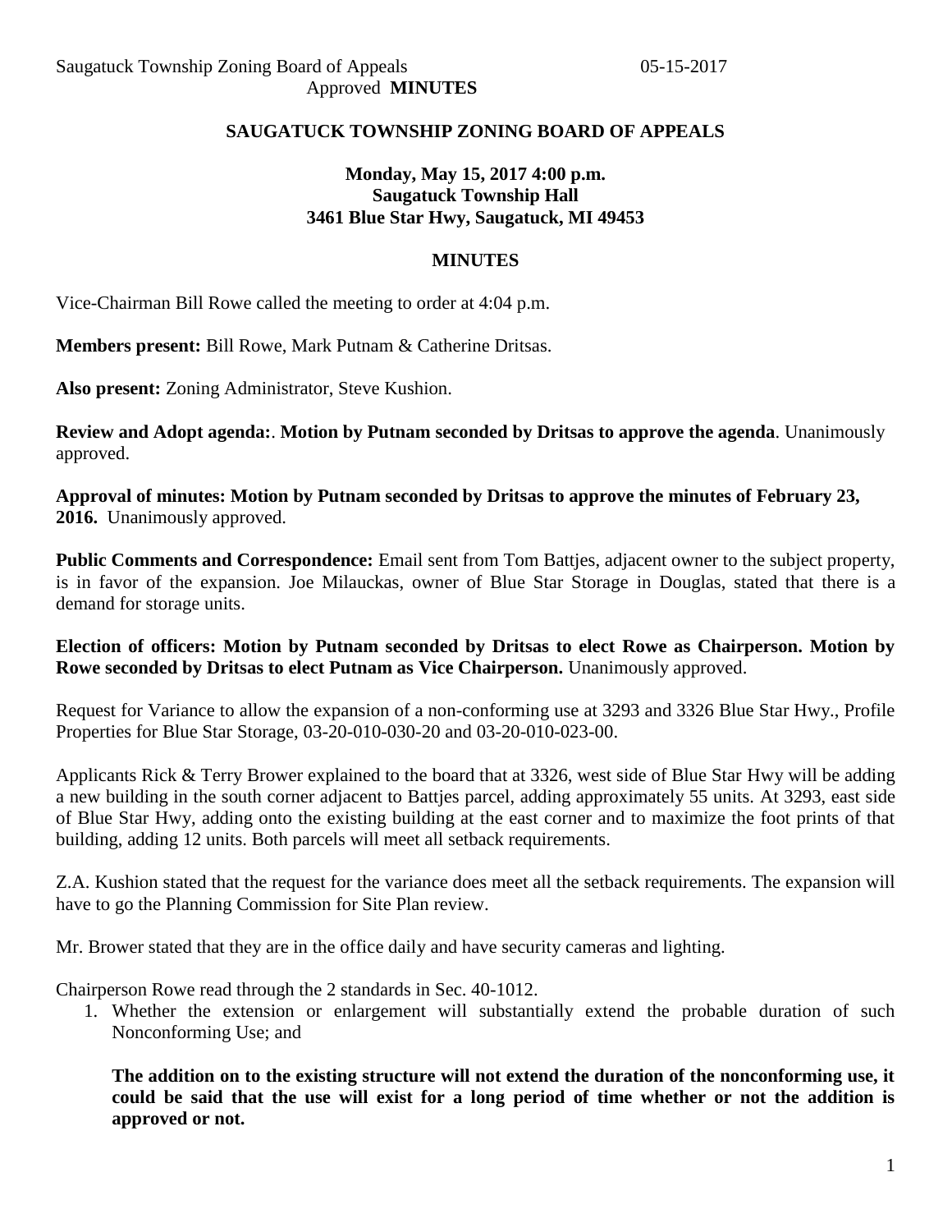Saugatuck Township Zoning Board of Appeals 05-15-2017
Approved **MINUTES**

## SAUGATUCK TOWNSHIP ZONING BOARD OF APPEALS

**Monday, May 15, 2017 4:00 p.m.**
**Saugatuck Township Hall**
**3461 Blue Star Hwy, Saugatuck, MI 49453**

## MINUTES

Vice-Chairman Bill Rowe called the meeting to order at 4:04 p.m.

**Members present:** Bill Rowe, Mark Putnam & Catherine Dritsas.

**Also present:** Zoning Administrator, Steve Kushion.

**Review and Adopt agenda:**. **Motion by Putnam seconded by Dritsas to approve the agenda**. Unanimously approved.

**Approval of minutes: Motion by Putnam seconded by Dritsas to approve the minutes of February 23, 2016.** Unanimously approved.

**Public Comments and Correspondence:** Email sent from Tom Battjes, adjacent owner to the subject property, is in favor of the expansion. Joe Milauckas, owner of Blue Star Storage in Douglas, stated that there is a demand for storage units.

**Election of officers: Motion by Putnam seconded by Dritsas to elect Rowe as Chairperson. Motion by Rowe seconded by Dritsas to elect Putnam as Vice Chairperson.** Unanimously approved.

Request for Variance to allow the expansion of a non-conforming use at 3293 and 3326 Blue Star Hwy., Profile Properties for Blue Star Storage, 03-20-010-030-20 and 03-20-010-023-00.

Applicants Rick & Terry Brower explained to the board that at 3326, west side of Blue Star Hwy will be adding a new building in the south corner adjacent to Battjes parcel, adding approximately 55 units. At 3293, east side of Blue Star Hwy, adding onto the existing building at the east corner and to maximize the foot prints of that building, adding 12 units. Both parcels will meet all setback requirements.

Z.A. Kushion stated that the request for the variance does meet all the setback requirements. The expansion will have to go the Planning Commission for Site Plan review.

Mr. Brower stated that they are in the office daily and have security cameras and lighting.

Chairperson Rowe read through the 2 standards in Sec. 40-1012.

1. Whether the extension or enlargement will substantially extend the probable duration of such Nonconforming Use; and

   **The addition on to the existing structure will not extend the duration of the nonconforming use, it could be said that the use will exist for a long period of time whether or not the addition is approved or not.**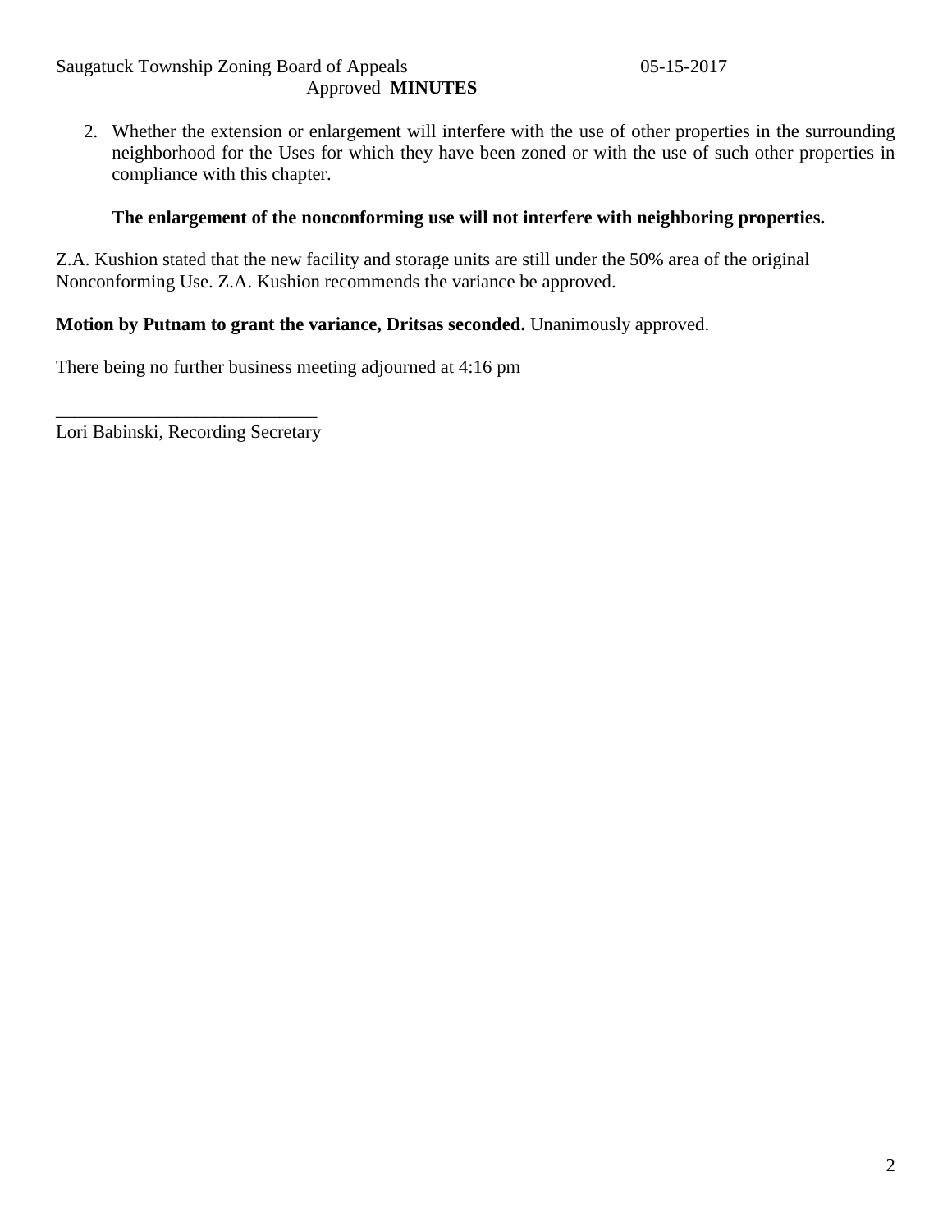2. Whether the extension or enlargement will interfere with the use of other properties in the surrounding neighborhood for the Uses for which they have been zoned or with the use of such other properties in compliance with this chapter.

   **The enlargement of the nonconforming use will not interfere with neighboring properties.**

Z.A. Kushion stated that the new facility and storage units are still under the 50% area of the original Nonconforming Use. Z.A. Kushion recommends the variance be approved.

**Motion by Putnam to grant the variance, Dritsas seconded.** Unanimously approved.

There being no further business meeting adjourned at 4:16 pm

___________________________
Lori Babinski, Recording Secretary